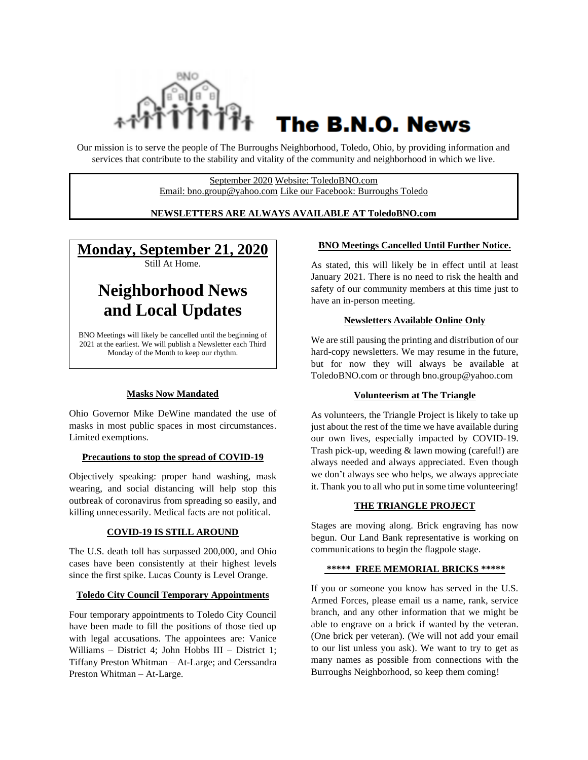# The B.N.O. News

Our mission is to serve the people of The Burroughs Neighborhood, Toledo, Ohio, by providing information and services that contribute to the stability and vitality of the community and neighborhood in which we live.

September 2020 Website: ToledoBNO.com
Email: bno.group@yahoo.com Like our Facebook: Burroughs Toledo

**NEWSLETTERS ARE ALWAYS AVAILABLE AT ToledoBNO.com**

## Monday, September 21, 2020

Still At Home.

# Neighborhood News and Local Updates

BNO Meetings will likely be cancelled until the beginning of 2021 at the earliest. We will publish a Newsletter each Third Monday of the Month to keep our rhythm.

### Masks Now Mandated

Ohio Governor Mike DeWine mandated the use of masks in most public spaces in most circumstances. Limited exemptions.

### Precautions to stop the spread of COVID-19

Objectively speaking: proper hand washing, mask wearing, and social distancing will help stop this outbreak of coronavirus from spreading so easily, and killing unnecessarily. Medical facts are not political.

### COVID-19 IS STILL AROUND

The U.S. death toll has surpassed 200,000, and Ohio cases have been consistently at their highest levels since the first spike. Lucas County is Level Orange.

### Toledo City Council Temporary Appointments

Four temporary appointments to Toledo City Council have been made to fill the positions of those tied up with legal accusations. The appointees are: Vanice Williams – District 4; John Hobbs III – District 1; Tiffany Preston Whitman – At-Large; and Cerssandra Preston Whitman – At-Large.

### BNO Meetings Cancelled Until Further Notice.

As stated, this will likely be in effect until at least January 2021. There is no need to risk the health and safety of our community members at this time just to have an in-person meeting.

### Newsletters Available Online Only

We are still pausing the printing and distribution of our hard-copy newsletters. We may resume in the future, but for now they will always be available at ToledoBNO.com or through bno.group@yahoo.com

### Volunteerism at The Triangle

As volunteers, the Triangle Project is likely to take up just about the rest of the time we have available during our own lives, especially impacted by COVID-19. Trash pick-up, weeding & lawn mowing (careful!) are always needed and always appreciated. Even though we don't always see who helps, we always appreciate it. Thank you to all who put in some time volunteering!

### THE TRIANGLE PROJECT

Stages are moving along. Brick engraving has now begun. Our Land Bank representative is working on communications to begin the flagpole stage.

### ***** FREE MEMORIAL BRICKS *****

If you or someone you know has served in the U.S. Armed Forces, please email us a name, rank, service branch, and any other information that we might be able to engrave on a brick if wanted by the veteran. (One brick per veteran). (We will not add your email to our list unless you ask). We want to try to get as many names as possible from connections with the Burroughs Neighborhood, so keep them coming!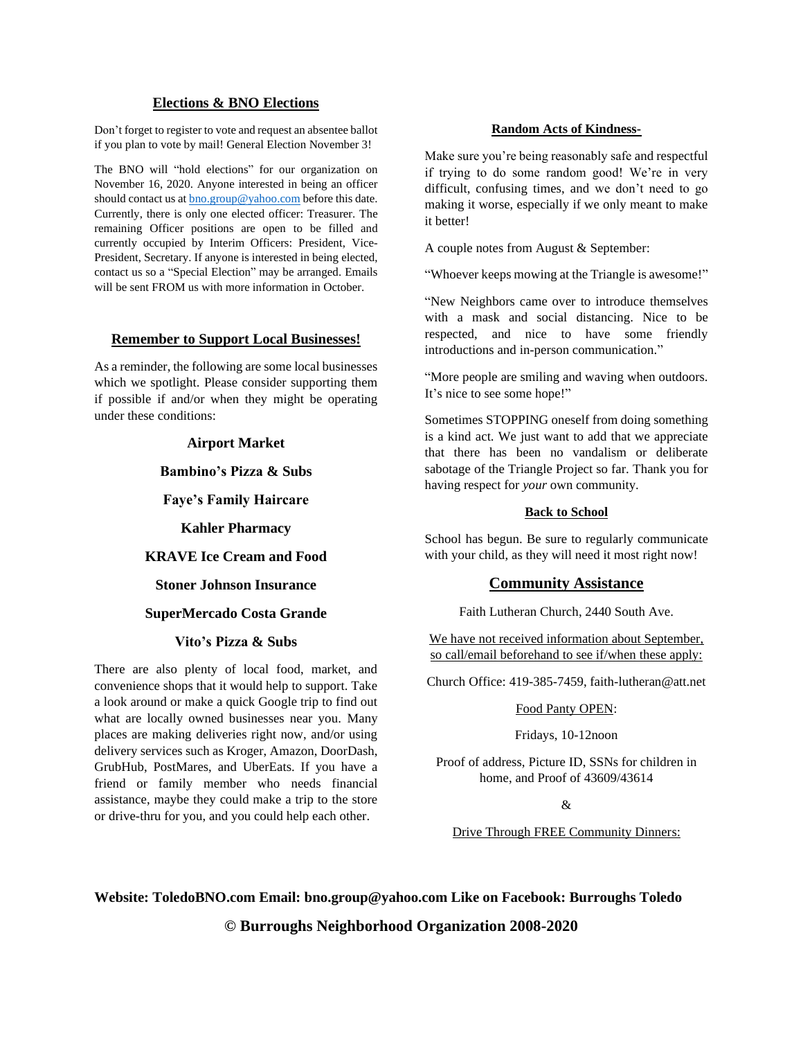## Elections & BNO Elections

Don't forget to register to vote and request an absentee ballot if you plan to vote by mail! General Election November 3!

The BNO will "hold elections" for our organization on November 16, 2020. Anyone interested in being an officer should contact us at bno.group@yahoo.com before this date. Currently, there is only one elected officer: Treasurer. The remaining Officer positions are open to be filled and currently occupied by Interim Officers: President, Vice-President, Secretary. If anyone is interested in being elected, contact us so a "Special Election" may be arranged. Emails will be sent FROM us with more information in October.

## Remember to Support Local Businesses!

As a reminder, the following are some local businesses which we spotlight. Please consider supporting them if possible if and/or when they might be operating under these conditions:

**Airport Market**

**Bambino's Pizza & Subs**

**Faye's Family Haircare**

**Kahler Pharmacy**

**KRAVE Ice Cream and Food**

**Stoner Johnson Insurance**

**SuperMercado Costa Grande**

**Vito's Pizza & Subs**

There are also plenty of local food, market, and convenience shops that it would help to support. Take a look around or make a quick Google trip to find out what are locally owned businesses near you. Many places are making deliveries right now, and/or using delivery services such as Kroger, Amazon, DoorDash, GrubHub, PostMares, and UberEats. If you have a friend or family member who needs financial assistance, maybe they could make a trip to the store or drive-thru for you, and you could help each other.

## Random Acts of Kindness-

Make sure you're being reasonably safe and respectful if trying to do some random good! We're in very difficult, confusing times, and we don't need to go making it worse, especially if we only meant to make it better!

A couple notes from August & September:

"Whoever keeps mowing at the Triangle is awesome!"

"New Neighbors came over to introduce themselves with a mask and social distancing. Nice to be respected, and nice to have some friendly introductions and in-person communication."

"More people are smiling and waving when outdoors. It's nice to see some hope!"

Sometimes STOPPING oneself from doing something is a kind act. We just want to add that we appreciate that there has been no vandalism or deliberate sabotage of the Triangle Project so far. Thank you for having respect for *your* own community.

## Back to School

School has begun. Be sure to regularly communicate with your child, as they will need it most right now!

## Community Assistance

Faith Lutheran Church, 2440 South Ave.

We have not received information about September, so call/email beforehand to see if/when these apply:

Church Office: 419-385-7459, faith-lutheran@att.net

Food Panty OPEN:

Fridays, 10-12noon

Proof of address, Picture ID, SSNs for children in home, and Proof of 43609/43614

&

Drive Through FREE Community Dinners:

**Website: ToledoBNO.com Email: bno.group@yahoo.com Like on Facebook: Burroughs Toledo**

**© Burroughs Neighborhood Organization 2008-2020**